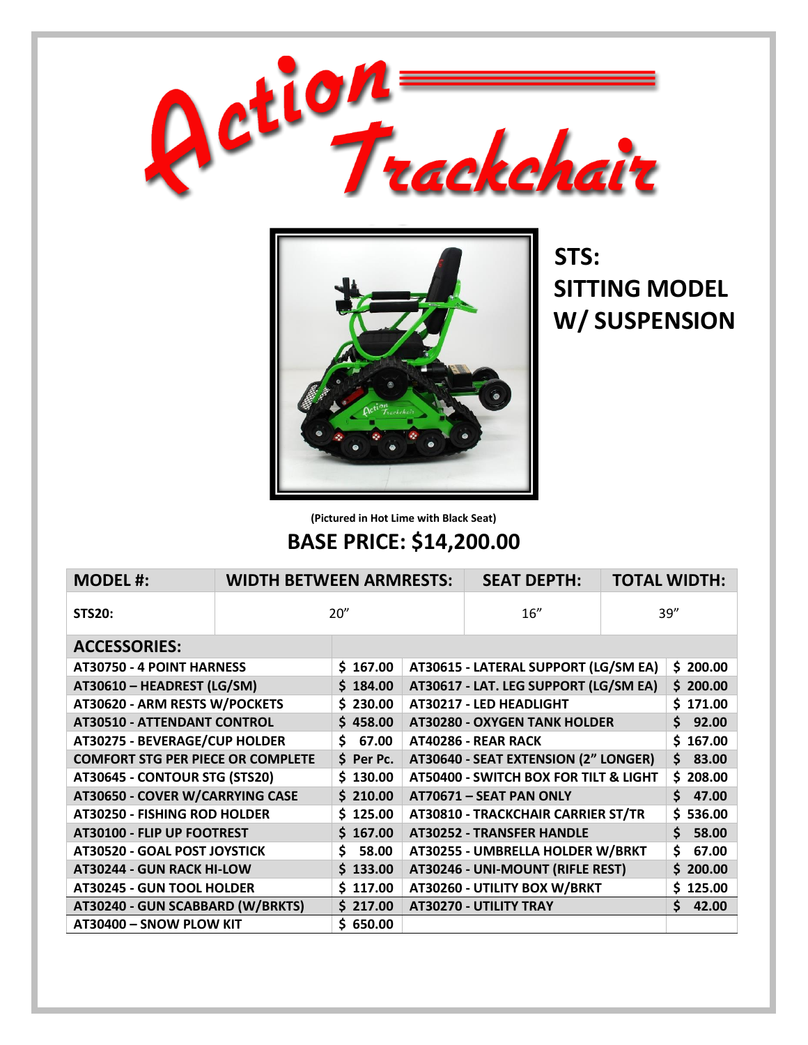# Action Trackchair

## STS: SITTING MODEL W/ SUSPENSION

(Pictured in Hot Lime with Black Seat)

## BASE PRICE: $14,200.00

| MODEL #: | WIDTH BETWEEN ARMRESTS: | SEAT DEPTH: | TOTAL WIDTH: |
|---|---|---|---|
| STS20: | 20" | 16" | 39" |

| ACCESSORIES: | | | |
|---|---|---|---|
| AT30750 - 4 POINT HARNESS | $ 167.00 | AT30615 - LATERAL SUPPORT (LG/SM EA) | $ 200.00 |
| AT30610 – HEADREST (LG/SM) | $ 184.00 | AT30617 - LAT. LEG SUPPORT (LG/SM EA) | $ 200.00 |
| AT30620 - ARM RESTS W/POCKETS | $ 230.00 | AT30217 - LED HEADLIGHT | $ 171.00 |
| AT30510 - ATTENDANT CONTROL | $ 458.00 | AT30280 - OXYGEN TANK HOLDER | $ 92.00 |
| AT30275 - BEVERAGE/CUP HOLDER | $ 67.00 | AT40286 - REAR RACK | $ 167.00 |
| COMFORT STG PER PIECE OR COMPLETE | $ Per Pc. | AT30640 - SEAT EXTENSION (2" LONGER) | $ 83.00 |
| AT30645 - CONTOUR STG (STS20) | $ 130.00 | AT50400 - SWITCH BOX FOR TILT & LIGHT | $ 208.00 |
| AT30650 - COVER W/CARRYING CASE | $ 210.00 | AT70671 – SEAT PAN ONLY | $ 47.00 |
| AT30250 - FISHING ROD HOLDER | $ 125.00 | AT30810 - TRACKCHAIR CARRIER ST/TR | $ 536.00 |
| AT30100 - FLIP UP FOOTREST | $ 167.00 | AT30252 - TRANSFER HANDLE | $ 58.00 |
| AT30520 - GOAL POST JOYSTICK | $ 58.00 | AT30255 - UMBRELLA HOLDER W/BRKT | $ 67.00 |
| AT30244 - GUN RACK HI-LOW | $ 133.00 | AT30246 - UNI-MOUNT (RIFLE REST) | $ 200.00 |
| AT30245 - GUN TOOL HOLDER | $ 117.00 | AT30260 - UTILITY BOX W/BRKT | $ 125.00 |
| AT30240 - GUN SCABBARD (W/BRKTS) | $ 217.00 | AT30270 - UTILITY TRAY | $ 42.00 |
| AT30400 – SNOW PLOW KIT | $ 650.00 | | |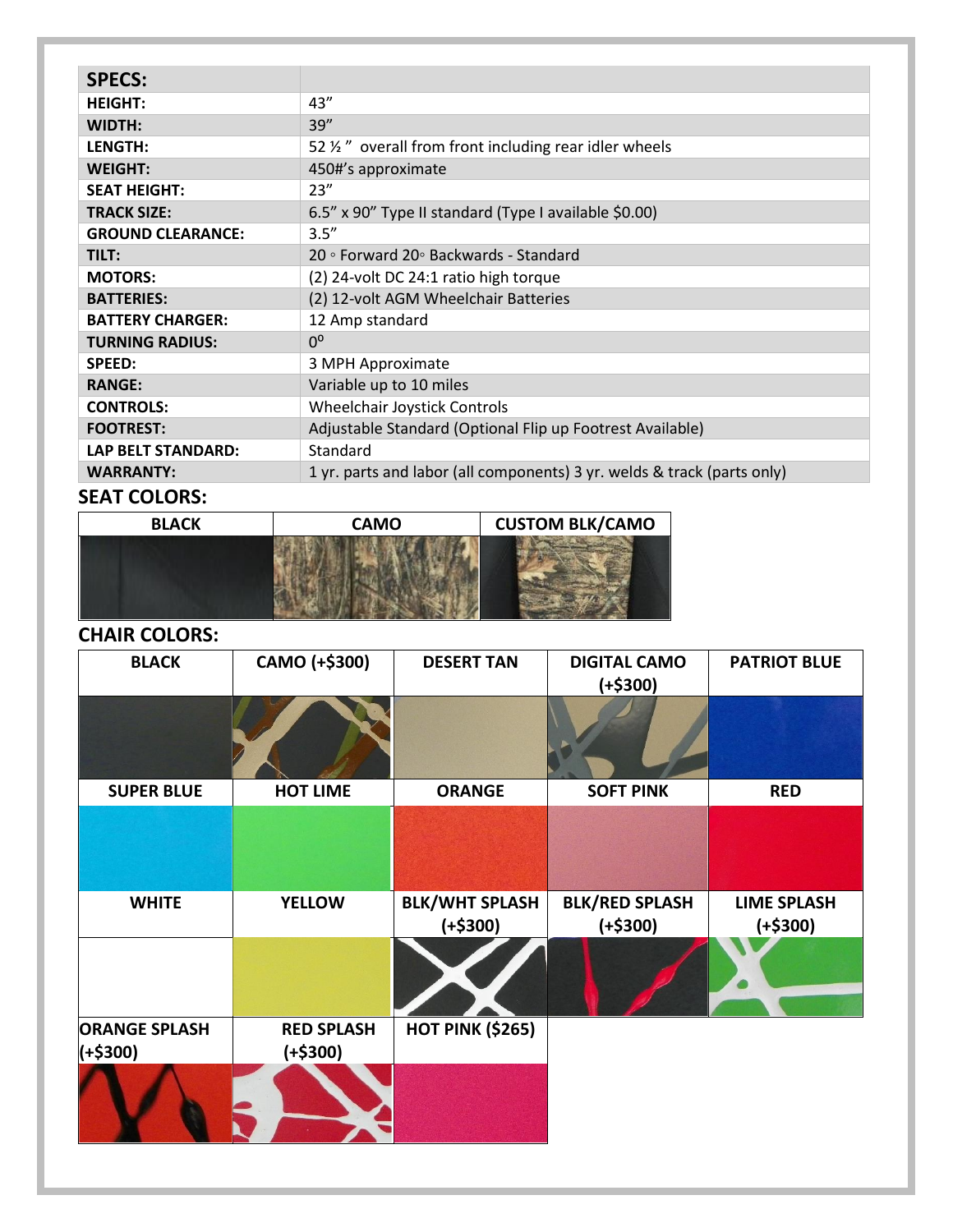| SPECS: | |
|---|---|
| HEIGHT: | 43” |
| WIDTH: | 39” |
| LENGTH: | 52 ½ ” overall from front including rear idler wheels |
| WEIGHT: | 450#’s approximate |
| SEAT HEIGHT: | 23” |
| TRACK SIZE: | 6.5” x 90” Type II standard (Type I available $0.00) |
| GROUND CLEARANCE: | 3.5” |
| TILT: | 20 ◦ Forward 20◦ Backwards - Standard |
| MOTORS: | (2) 24-volt DC 24:1 ratio high torque |
| BATTERIES: | (2) 12-volt AGM Wheelchair Batteries |
| BATTERY CHARGER: | 12 Amp standard |
| TURNING RADIUS: | 0⁰ |
| SPEED: | 3 MPH Approximate |
| RANGE: | Variable up to 10 miles |
| CONTROLS: | Wheelchair Joystick Controls |
| FOOTREST: | Adjustable Standard (Optional Flip up Footrest Available) |
| LAP BELT STANDARD: | Standard |
| WARRANTY: | 1 yr. parts and labor (all components) 3 yr. welds & track (parts only) |

## SEAT COLORS:

| BLACK | CAMO | CUSTOM BLK/CAMO |
|---|---|---|
| | | |

## CHAIR COLORS:

| BLACK | CAMO (+$300) | DESERT TAN | DIGITAL CAMO (+$300) | PATRIOT BLUE |
|---|---|---|---|---|
| | | | | |
| SUPER BLUE | HOT LIME | ORANGE | SOFT PINK | RED |
| | | | | |
| WHITE | YELLOW | BLK/WHT SPLASH (+$300) | BLK/RED SPLASH (+$300) | LIME SPLASH (+$300) |
| | | | | |
| ORANGE SPLASH (+$300) | RED SPLASH (+$300) | HOT PINK ($265) | | |